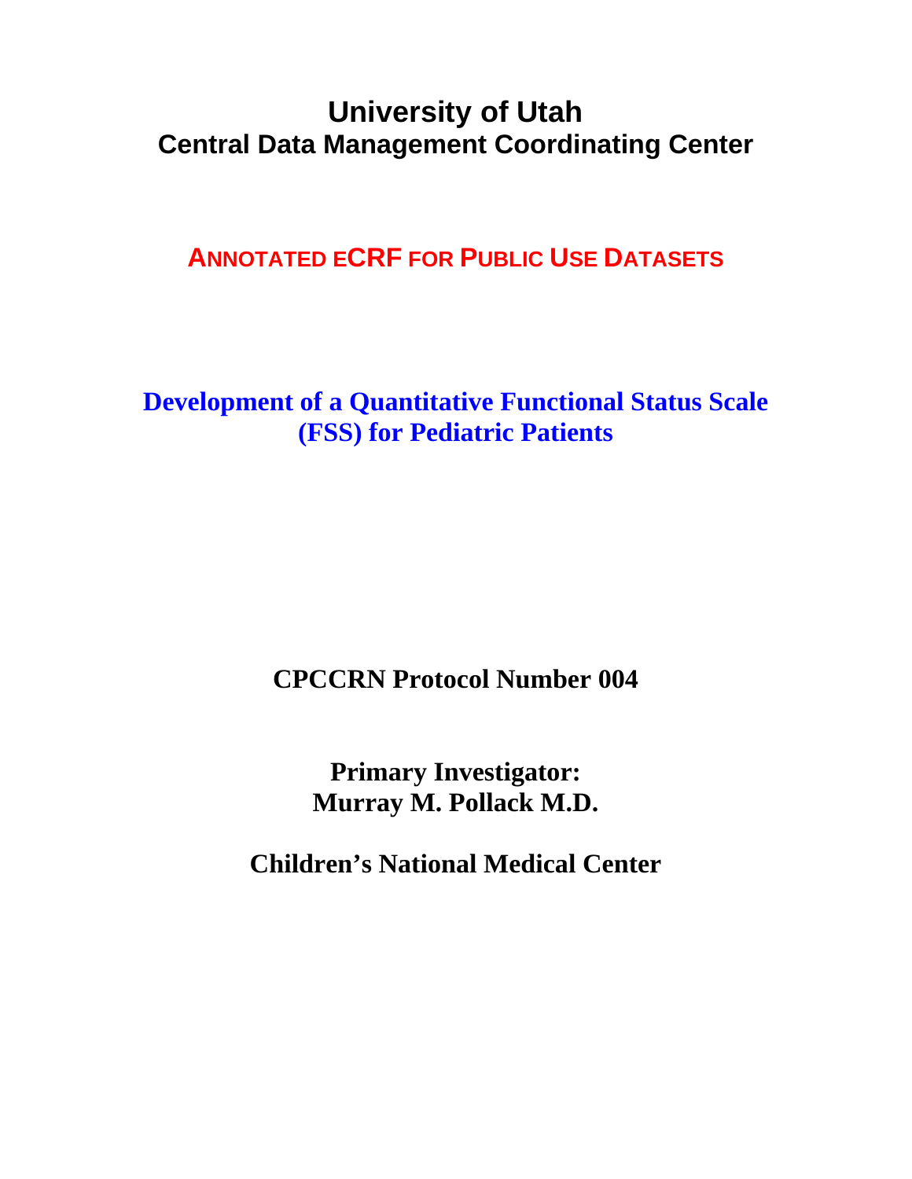# University of Utah
## Central Data Management Coordinating Center

## ANNOTATED ECRF FOR PUBLIC USE DATASETS

## Development of a Quantitative Functional Status Scale (FSS) for Pediatric Patients

**CPCCRN Protocol Number 004**

**Primary Investigator:**
**Murray M. Pollack M.D.**

**Children's National Medical Center**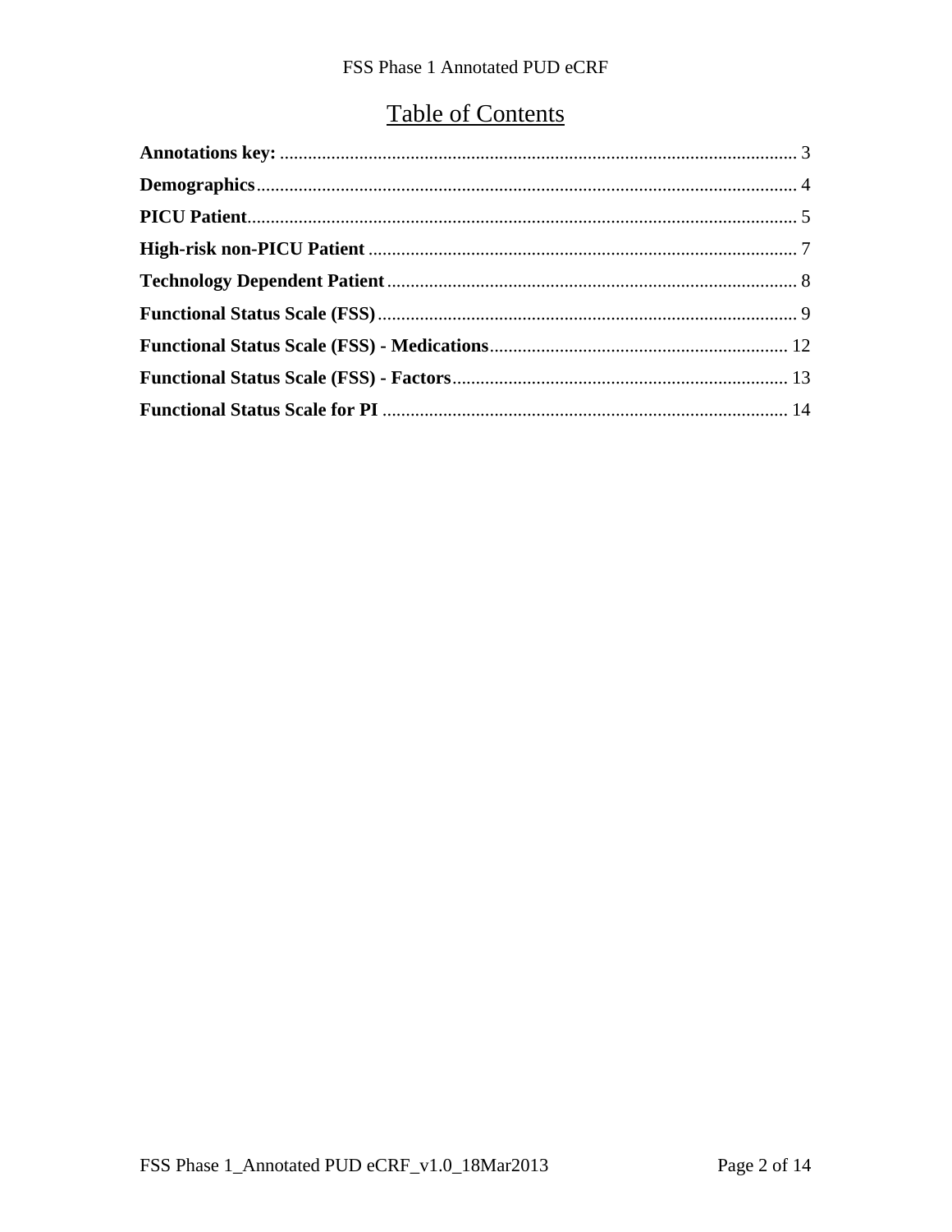# Table of Contents

**Annotations key:** ........................................................................................................... 3

**Demographics**................................................................................................................. 4

**PICU Patient**.................................................................................................................... 5

**High-risk non-PICU Patient** ........................................................................................... 7

**Technology Dependent Patient**...................................................................................... 8

**Functional Status Scale (FSS)**......................................................................................... 9

**Functional Status Scale (FSS) - Medications**................................................................ 12

**Functional Status Scale (FSS) - Factors**........................................................................ 13

**Functional Status Scale for PI** ....................................................................................... 14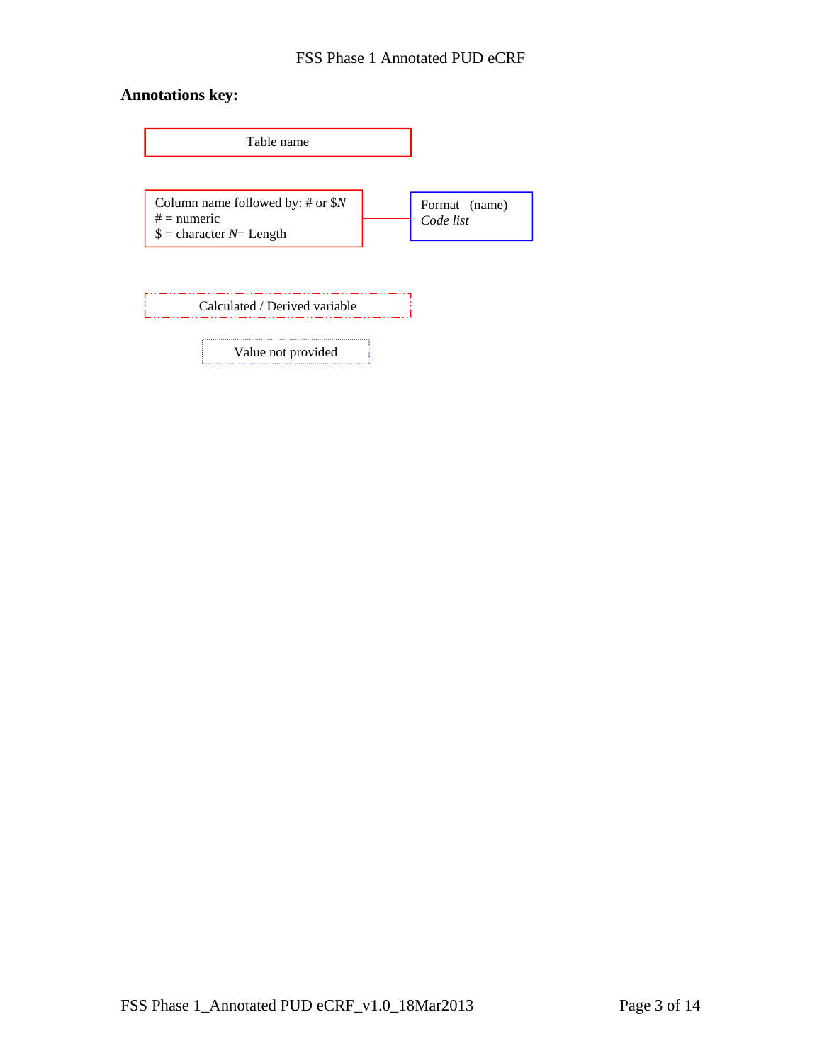**Annotations key:**

Table name

Column name followed by: # or $*N*
# = numeric
$ = character *N*= Length

Format (name)
*Code list*

Calculated / Derived variable

Value not provided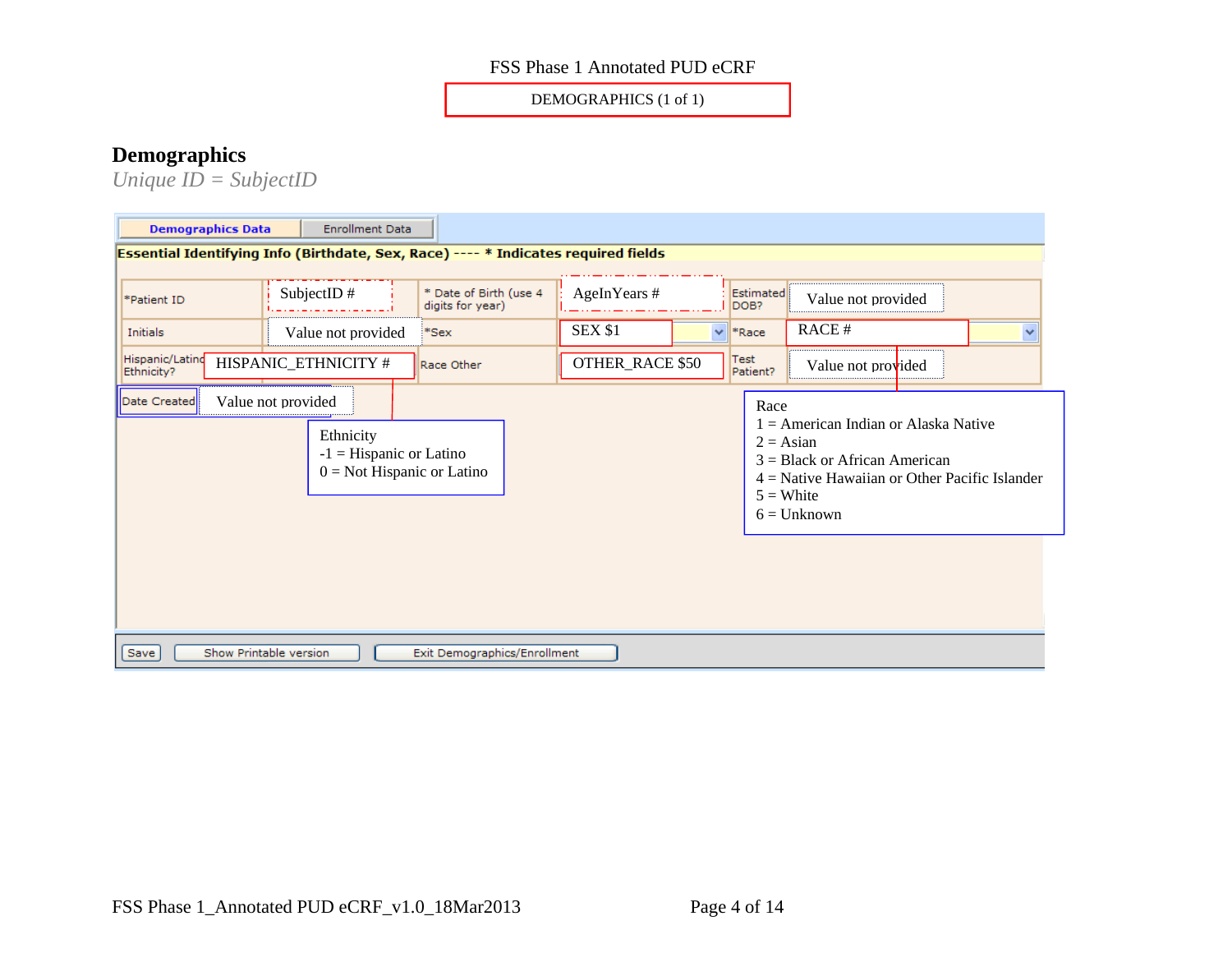FSS Phase 1 Annotated PUD eCRF

DEMOGRAPHICS (1 of 1)

## Demographics

*Unique ID = SubjectID*

Demographics Data | Enrollment Data

**Essential Identifying Info (Birthdate, Sex, Race) ---- * Indicates required fields**

| | | | | | |
|---|---|---|---|---|---|
| *Patient ID | SubjectID # | * Date of Birth (use 4 digits for year) | AgeInYears # | Estimated DOB? | Value not provided |
| Initials | Value not provided | *Sex | SEX $1 | *Race | RACE # |
| Hispanic/Latino Ethnicity? | HISPANIC_ETHNICITY # | Race Other | OTHER_RACE $50 | Test Patient? | Value not provided |
| Date Created | Value not provided | | | | |

Ethnicity
-1 = Hispanic or Latino
0 = Not Hispanic or Latino

Race
1 = American Indian or Alaska Native
2 = Asian
3 = Black or African American
4 = Native Hawaiian or Other Pacific Islander
5 = White
6 = Unknown

Save | Show Printable version | Exit Demographics/Enrollment

FSS Phase 1_Annotated PUD eCRF_v1.0_18Mar2013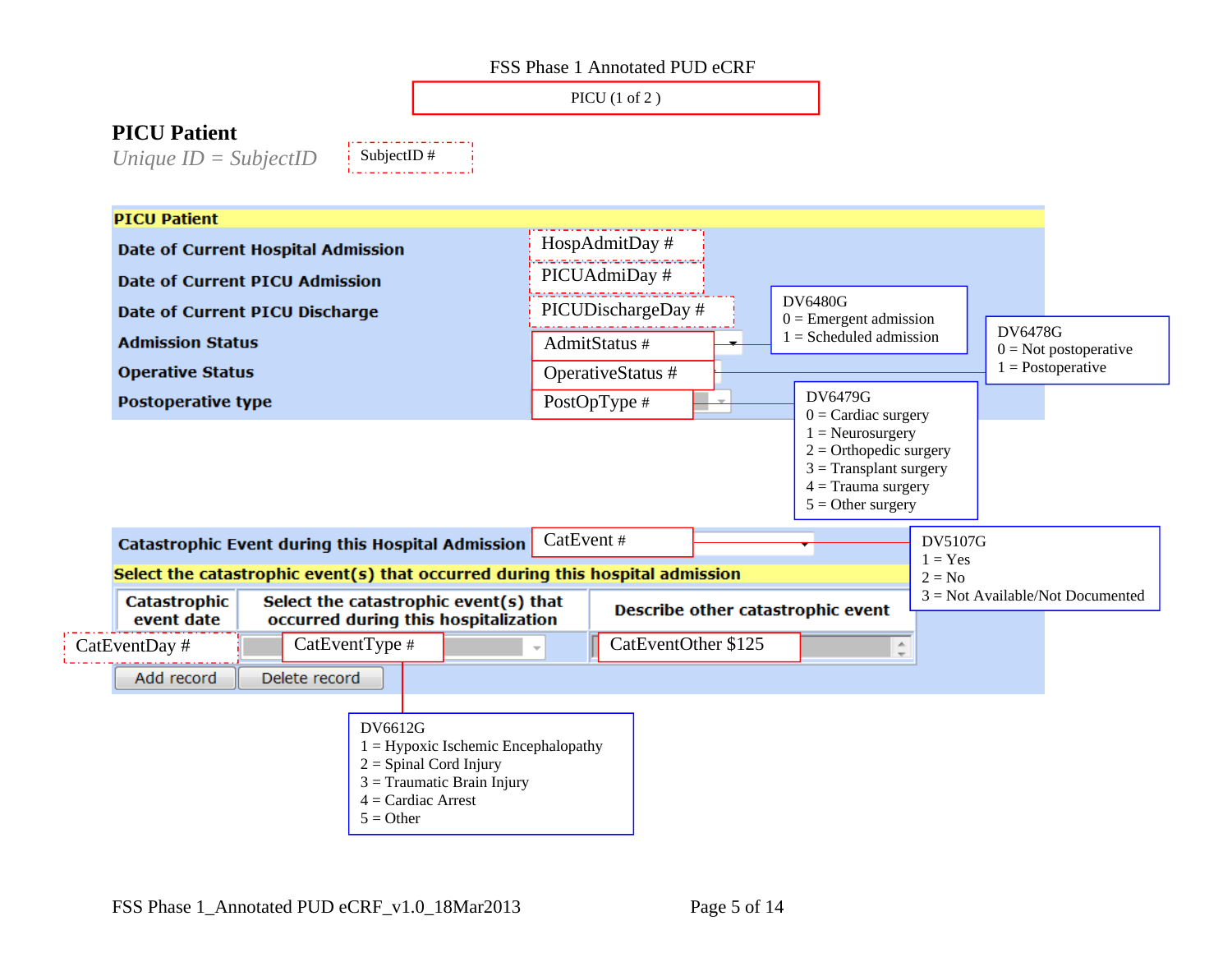FSS Phase 1 Annotated PUD eCRF

PICU (1 of 2 )

## PICU Patient

*Unique ID = SubjectID*

SubjectID #

| PICU Patient | |
|---|---|
| Date of Current Hospital Admission | HospAdmitDay # |
| Date of Current PICU Admission | PICUAdmiDay # |
| Date of Current PICU Discharge | PICUDischargeDay # |
| Admission Status | AdmitStatus # |
| Operative Status | OperativeStatus # |
| Postoperative type | PostOpType # |

DV6480G
0 = Emergent admission
1 = Scheduled admission

DV6478G
0 = Not postoperative
1 = Postoperative

DV6479G
0 = Cardiac surgery
1 = Neurosurgery
2 = Orthopedic surgery
3 = Transplant surgery
4 = Trauma surgery
5 = Other surgery

| Catastrophic Event during this Hospital Admission | CatEvent # |
|---|---|

DV5107G
1 = Yes
2 = No
3 = Not Available/Not Documented

**Select the catastrophic event(s) that occurred during this hospital admission**

| Catastrophic event date | Select the catastrophic event(s) that occurred during this hospitalization | Describe other catastrophic event |
|---|---|---|
| CatEventDay # | CatEventType # | CatEventOther $125 |

Add record | Delete record

DV6612G
1 = Hypoxic Ischemic Encephalopathy
2 = Spinal Cord Injury
3 = Traumatic Brain Injury
4 = Cardiac Arrest
5 = Other

FSS Phase 1_Annotated PUD eCRF_v1.0_18Mar2013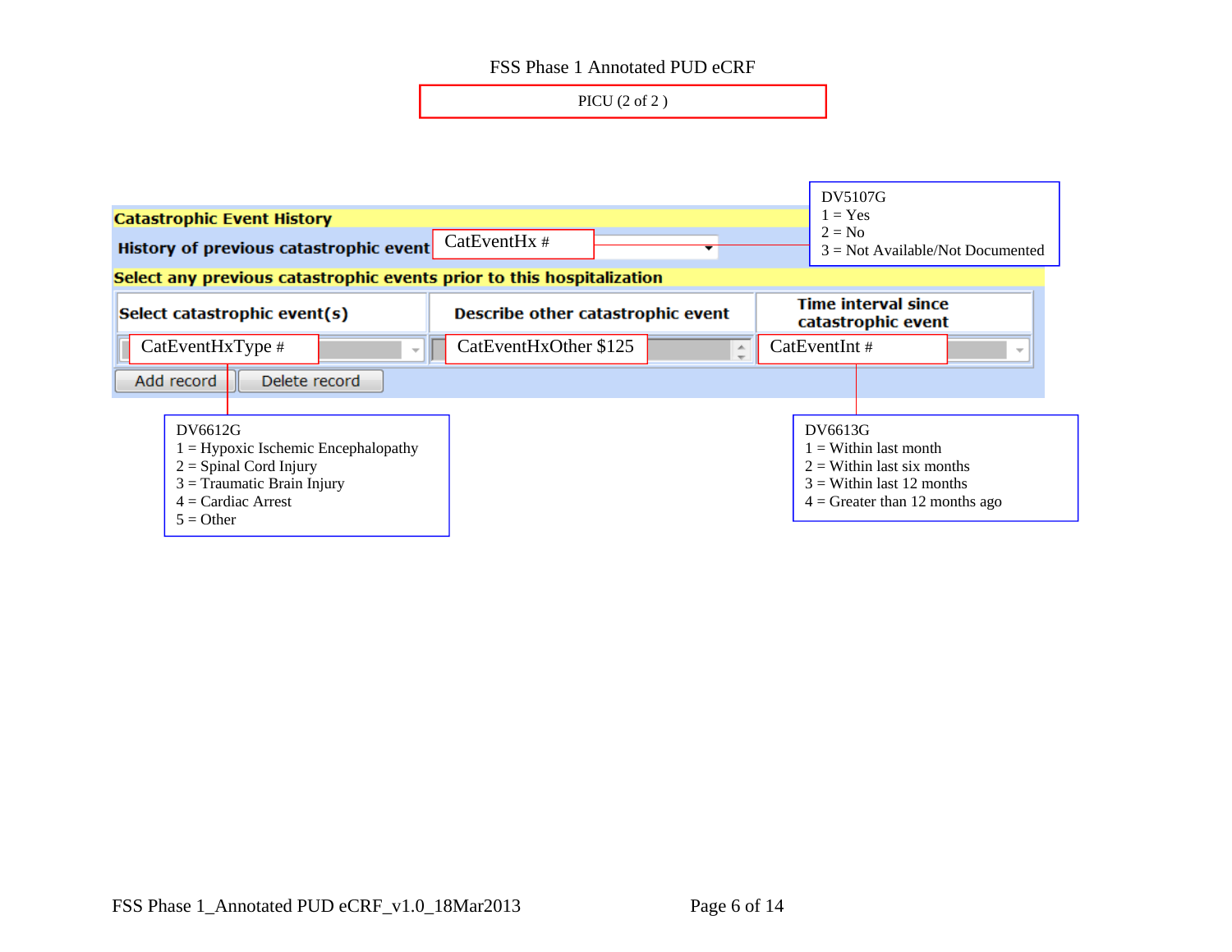FSS Phase 1 Annotated PUD eCRF

PICU (2 of 2 )

**Catastrophic Event History**

**History of previous catastrophic event** CatEventHx #

DV5107G
1 = Yes
2 = No
3 = Not Available/Not Documented

**Select any previous catastrophic events prior to this hospitalization**

| Select catastrophic event(s) | Describe other catastrophic event | Time interval since catastrophic event |
|---|---|---|
| CatEventHxType # | CatEventHxOther $125 | CatEventInt # |

Add record   Delete record

DV6612G
1 = Hypoxic Ischemic Encephalopathy
2 = Spinal Cord Injury
3 = Traumatic Brain Injury
4 = Cardiac Arrest
5 = Other

DV6613G
1 = Within last month
2 = Within last six months
3 = Within last 12 months
4 = Greater than 12 months ago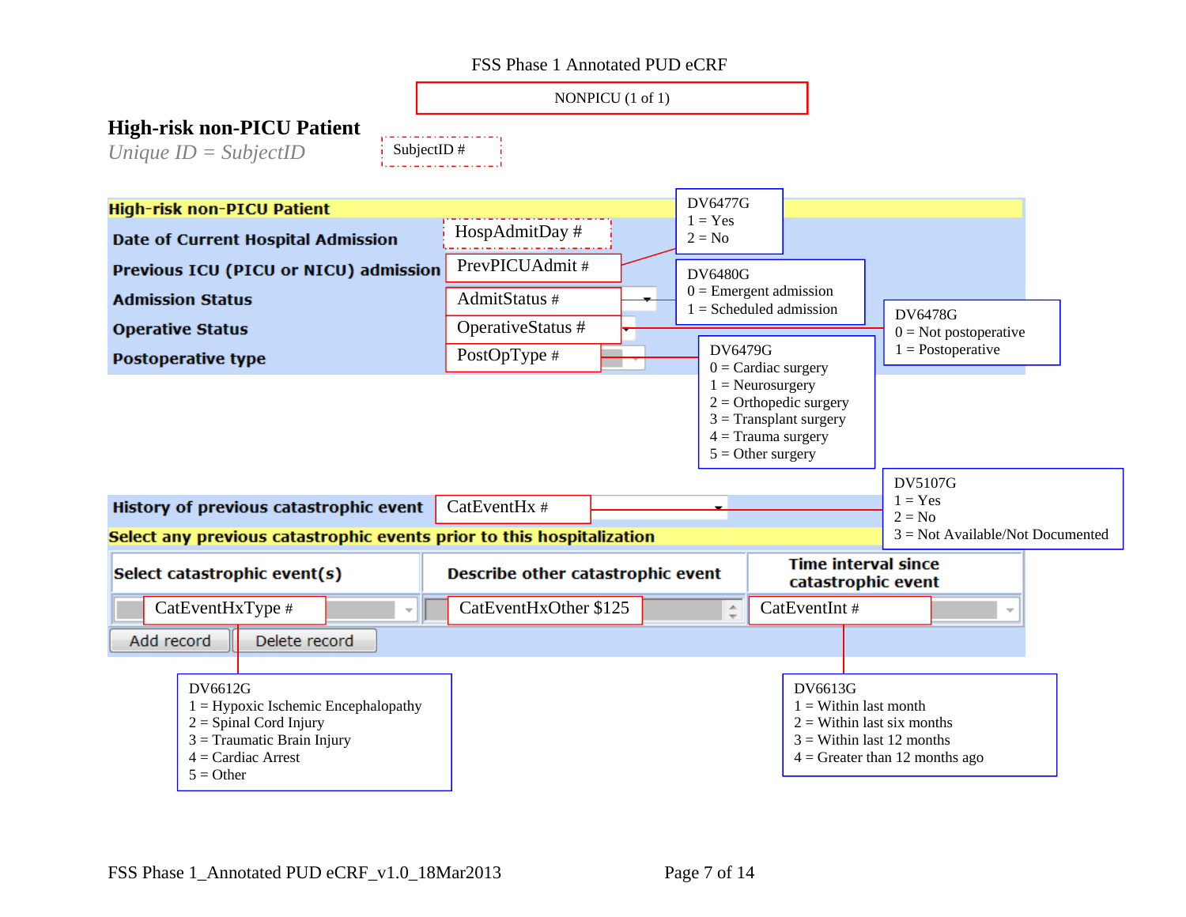FSS Phase 1 Annotated PUD eCRF

NONPICU (1 of 1)

## High-risk non-PICU Patient

*Unique ID = SubjectID*

SubjectID #

**High-risk non-PICU Patient**

| Field | Variable |
| --- | --- |
| **Date of Current Hospital Admission** | HospAdmitDay # |
| **Previous ICU (PICU or NICU) admission** | PrevPICUAdmit # |
| **Admission Status** | AdmitStatus # |
| **Operative Status** | OperativeStatus # |
| **Postoperative type** | PostOpType # |

DV6477G
1 = Yes
2 = No

DV6480G
0 = Emergent admission
1 = Scheduled admission

DV6478G
0 = Not postoperative
1 = Postoperative

DV6479G
0 = Cardiac surgery
1 = Neurosurgery
2 = Orthopedic surgery
3 = Transplant surgery
4 = Trauma surgery
5 = Other surgery

**History of previous catastrophic event** CatEventHx #

DV5107G
1 = Yes
2 = No
3 = Not Available/Not Documented

**Select any previous catastrophic events prior to this hospitalization**

| Select catastrophic event(s) | Describe other catastrophic event | Time interval since catastrophic event |
| --- | --- | --- |
| CatEventHxType # | CatEventHxOther $125 | CatEventInt # |

Add record | Delete record

DV6612G
1 = Hypoxic Ischemic Encephalopathy
2 = Spinal Cord Injury
3 = Traumatic Brain Injury
4 = Cardiac Arrest
5 = Other

DV6613G
1 = Within last month
2 = Within last six months
3 = Within last 12 months
4 = Greater than 12 months ago

FSS Phase 1_Annotated PUD eCRF_v1.0_18Mar2013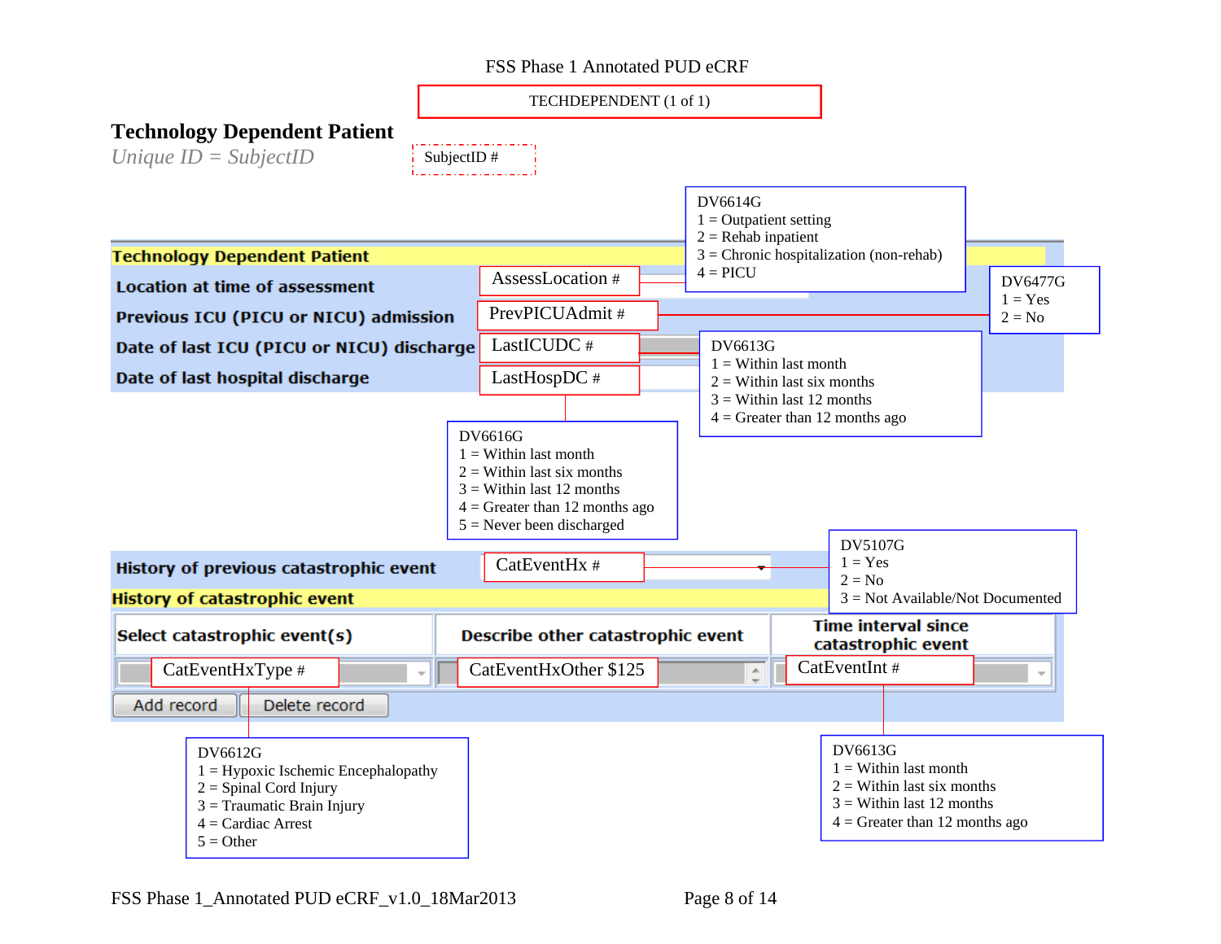FSS Phase 1 Annotated PUD eCRF

TECHDEPENDENT (1 of 1)

# Technology Dependent Patient

*Unique ID = SubjectID*

SubjectID #

**Technology Dependent Patient**

**Location at time of assessment** — AssessLocation #

DV6614G
1 = Outpatient setting
2 = Rehab inpatient
3 = Chronic hospitalization (non-rehab)
4 = PICU

**Previous ICU (PICU or NICU) admission** — PrevPICUAdmit #

DV6477G
1 = Yes
2 = No

**Date of last ICU (PICU or NICU) discharge** — LastICUDC #

DV6613G
1 = Within last month
2 = Within last six months
3 = Within last 12 months
4 = Greater than 12 months ago

**Date of last hospital discharge** — LastHospDC #

DV6616G
1 = Within last month
2 = Within last six months
3 = Within last 12 months
4 = Greater than 12 months ago
5 = Never been discharged

**History of previous catastrophic event** — CatEventHx #

DV5107G
1 = Yes
2 = No
3 = Not Available/Not Documented

**History of catastrophic event**

| Select catastrophic event(s) | Describe other catastrophic event | Time interval since catastrophic event |
|---|---|---|
| CatEventHxType # | CatEventHxOther $125 | CatEventInt # |

Add record | Delete record

DV6612G
1 = Hypoxic Ischemic Encephalopathy
2 = Spinal Cord Injury
3 = Traumatic Brain Injury
4 = Cardiac Arrest
5 = Other

DV6613G
1 = Within last month
2 = Within last six months
3 = Within last 12 months
4 = Greater than 12 months ago

FSS Phase 1_Annotated PUD eCRF_v1.0_18Mar2013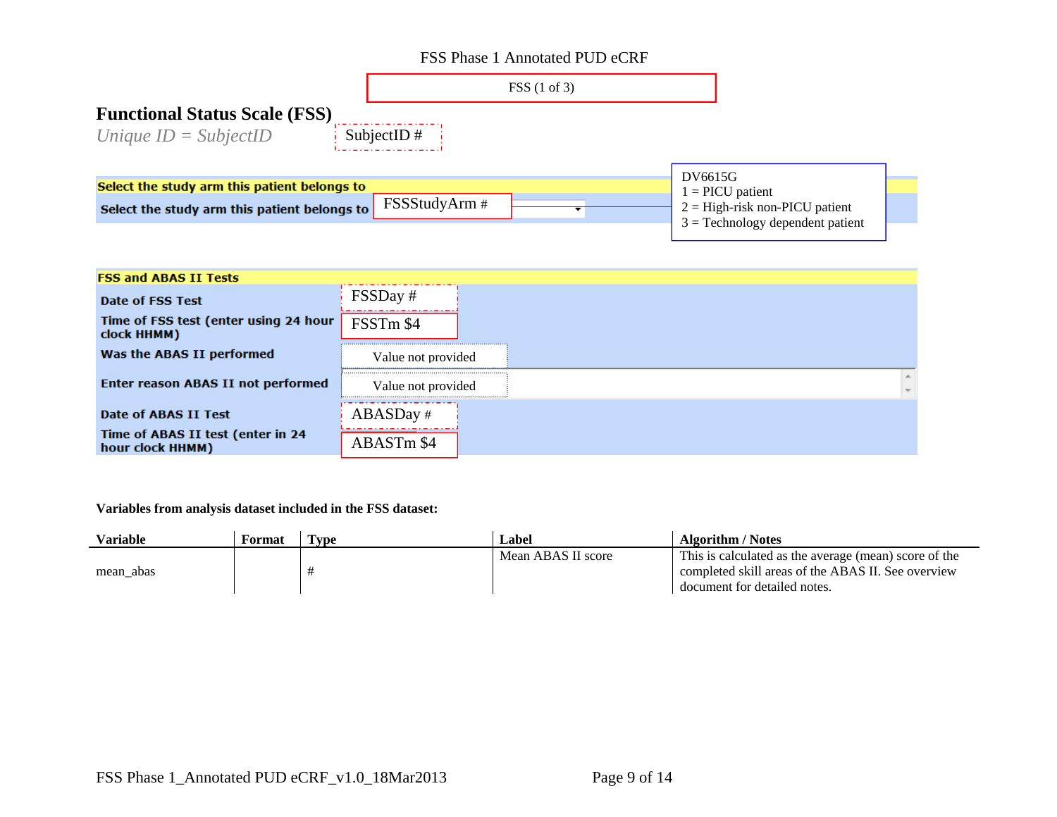FSS Phase 1 Annotated PUD eCRF

FSS (1 of 3)

## Functional Status Scale (FSS)

*Unique ID = SubjectID*

SubjectID #

**Select the study arm this patient belongs to**

**Select the study arm this patient belongs to** FSSStudyArm #

DV6615G
1 = PICU patient
2 = High-risk non-PICU patient
3 = Technology dependent patient

**FSS and ABAS II Tests**

| | |
|---|---|
| **Date of FSS Test** | FSSDay # |
| **Time of FSS test (enter using 24 hour clock HHMM)** | FSSTm $4 |
| **Was the ABAS II performed** | Value not provided |
| **Enter reason ABAS II not performed** | Value not provided |
| **Date of ABAS II Test** | ABASDay # |
| **Time of ABAS II test (enter in 24 hour clock HHMM)** | ABASTm $4 |

**Variables from analysis dataset included in the FSS dataset:**

| Variable | Format | Type | Label | Algorithm / Notes |
|---|---|---|---|---|
| mean_abas | | # | Mean ABAS II score | This is calculated as the average (mean) score of the completed skill areas of the ABAS II. See overview document for detailed notes. |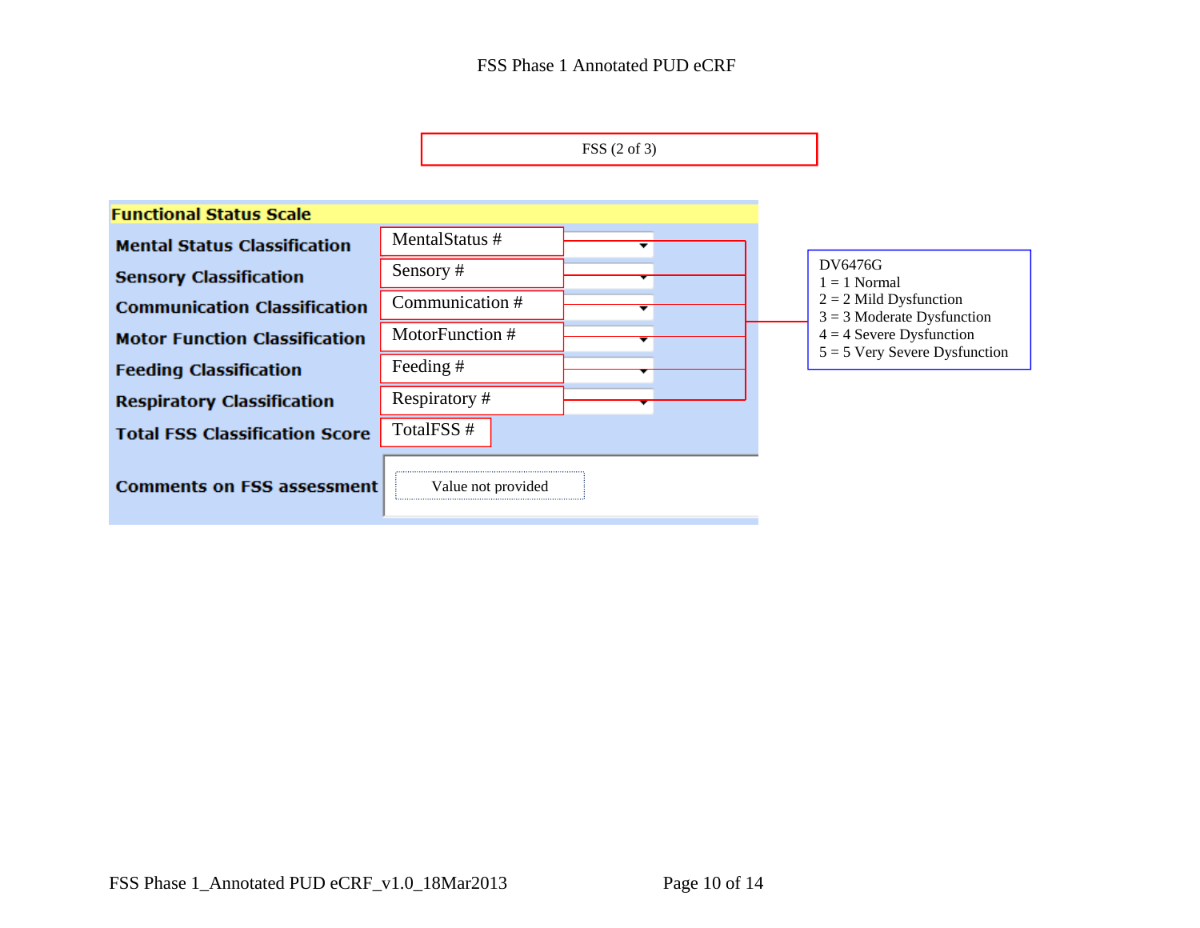FSS Phase 1 Annotated PUD eCRF

FSS (2 of 3)

**Functional Status Scale**

| | |
|---|---|
| **Mental Status Classification** | MentalStatus # |
| **Sensory Classification** | Sensory # |
| **Communication Classification** | Communication # |
| **Motor Function Classification** | MotorFunction # |
| **Feeding Classification** | Feeding # |
| **Respiratory Classification** | Respiratory # |
| **Total FSS Classification Score** | TotalFSS # |
| **Comments on FSS assessment** | Value not provided |

DV6476G
1 = 1 Normal
2 = 2 Mild Dysfunction
3 = 3 Moderate Dysfunction
4 = 4 Severe Dysfunction
5 = 5 Very Severe Dysfunction

FSS Phase 1_Annotated PUD eCRF_v1.0_18Mar2013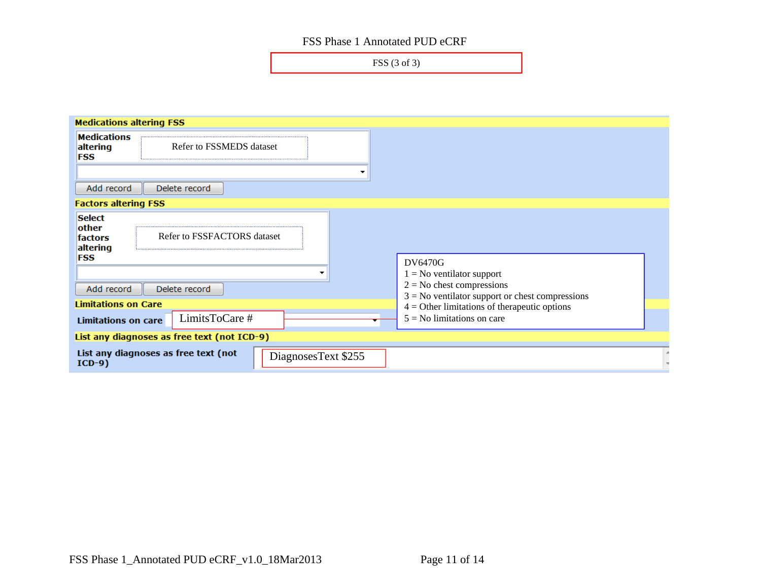FSS Phase 1 Annotated PUD eCRF

FSS (3 of 3)

**Medications altering FSS**

**Medications altering FSS** — Refer to FSSMEDS dataset

Add record | Delete record

**Factors altering FSS**

**Select other factors altering FSS** — Refer to FSSFACTORS dataset

Add record | Delete record

**Limitations on Care**

**Limitations on care** — LimitsToCare #

DV6470G
1 = No ventilator support
2 = No chest compressions
3 = No ventilator support or chest compressions
4 = Other limitations of therapeutic options
5 = No limitations on care

**List any diagnoses as free text (not ICD-9)**

**List any diagnoses as free text (not ICD-9)** — DiagnosesText $255

FSS Phase 1_Annotated PUD eCRF_v1.0_18Mar2013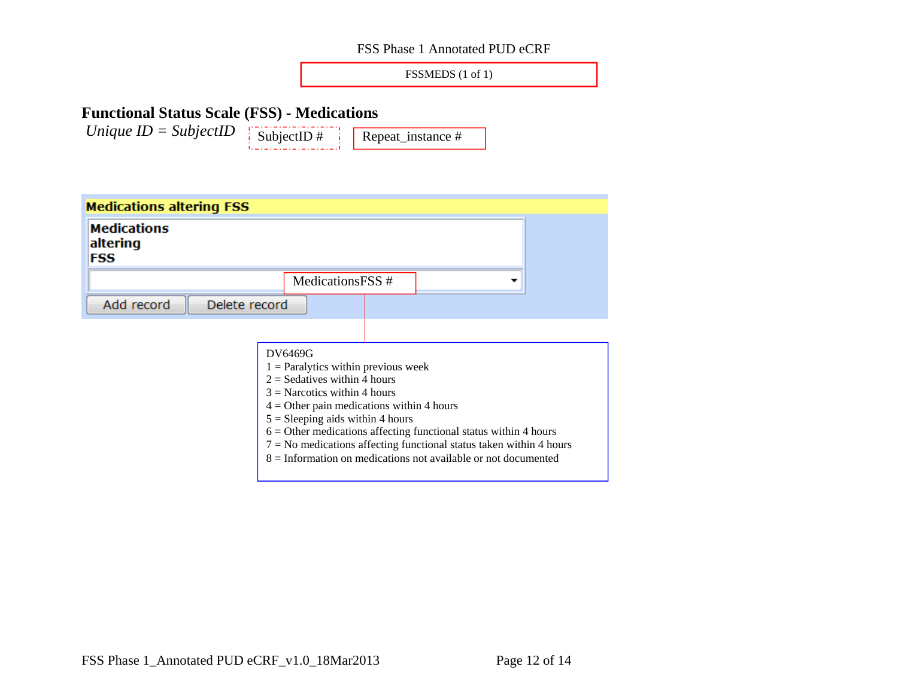FSS Phase 1 Annotated PUD eCRF

FSSMEDS (1 of 1)

# Functional Status Scale (FSS) - Medications

*Unique ID = SubjectID* SubjectID # Repeat_instance #

**Medications altering FSS**

**Medications altering FSS**

MedicationsFSS #

Add record Delete record

DV6469G
1 = Paralytics within previous week
2 = Sedatives within 4 hours
3 = Narcotics within 4 hours
4 = Other pain medications within 4 hours
5 = Sleeping aids within 4 hours
6 = Other medications affecting functional status within 4 hours
7 = No medications affecting functional status taken within 4 hours
8 = Information on medications not available or not documented

FSS Phase 1_Annotated PUD eCRF_v1.0_18Mar2013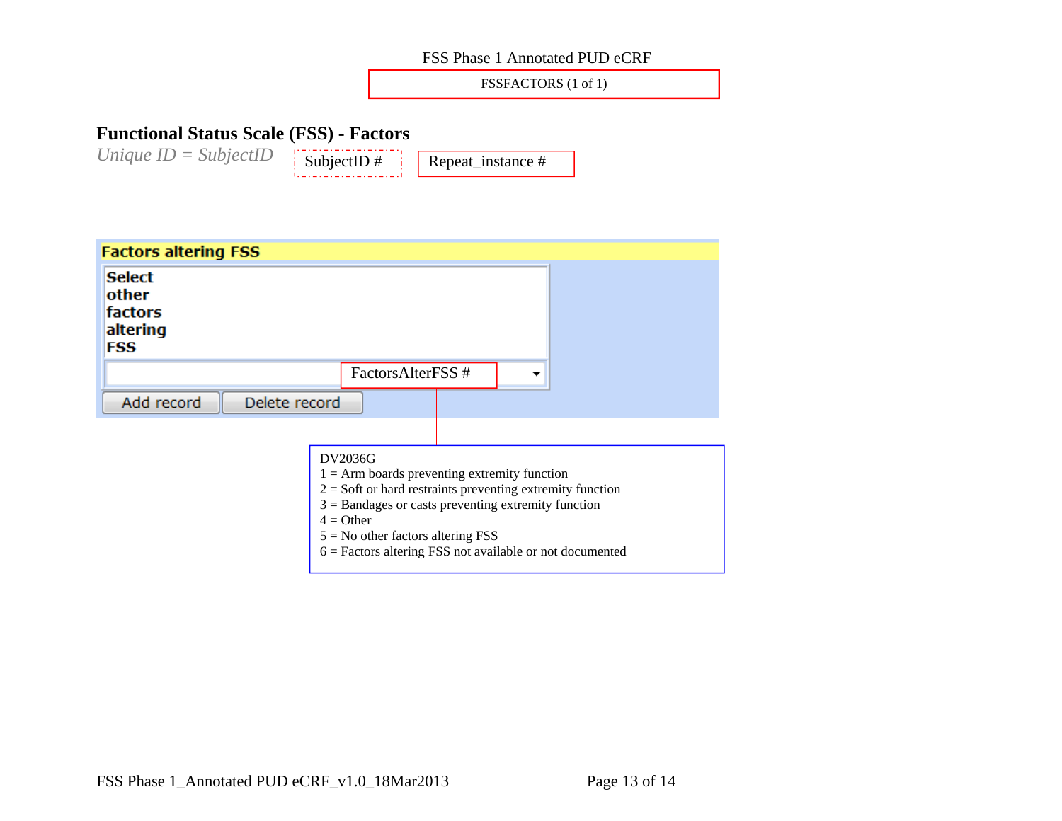FSS Phase 1 Annotated PUD eCRF

FSSFACTORS (1 of 1)

# Functional Status Scale (FSS) - Factors

*Unique ID = SubjectID* SubjectID # Repeat_instance #

**Factors altering FSS**

**Select other factors altering FSS**

FactorsAlterFSS #

Add record Delete record

DV2036G
1 = Arm boards preventing extremity function
2 = Soft or hard restraints preventing extremity function
3 = Bandages or casts preventing extremity function
4 = Other
5 = No other factors altering FSS
6 = Factors altering FSS not available or not documented

FSS Phase 1_Annotated PUD eCRF_v1.0_18Mar2013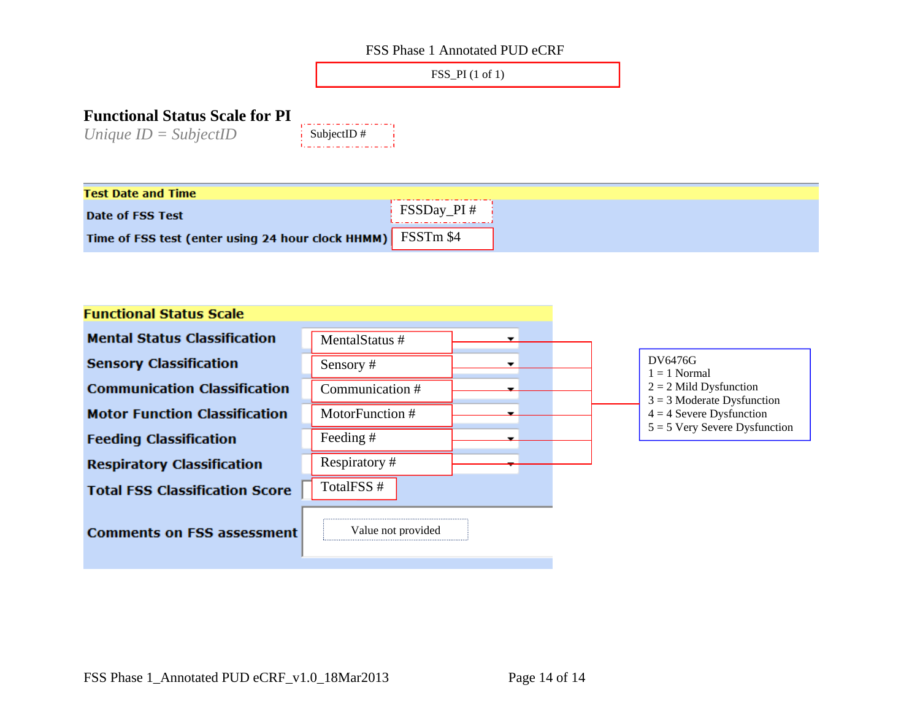FSS Phase 1 Annotated PUD eCRF

FSS_PI (1 of 1)

## Functional Status Scale for PI

*Unique ID = SubjectID*

SubjectID #

| Test Date and Time | |
|---|---|
| Date of FSS Test | FSSDay_PI # |
| Time of FSS test (enter using 24 hour clock HHMM) | FSSTm $4 |

| Functional Status Scale | |
|---|---|
| Mental Status Classification | MentalStatus # |
| Sensory Classification | Sensory # |
| Communication Classification | Communication # |
| Motor Function Classification | MotorFunction # |
| Feeding Classification | Feeding # |
| Respiratory Classification | Respiratory # |
| Total FSS Classification Score | TotalFSS # |
| Comments on FSS assessment | Value not provided |

DV6476G
1 = 1 Normal
2 = 2 Mild Dysfunction
3 = 3 Moderate Dysfunction
4 = 4 Severe Dysfunction
5 = 5 Very Severe Dysfunction

FSS Phase 1_Annotated PUD eCRF_v1.0_18Mar2013